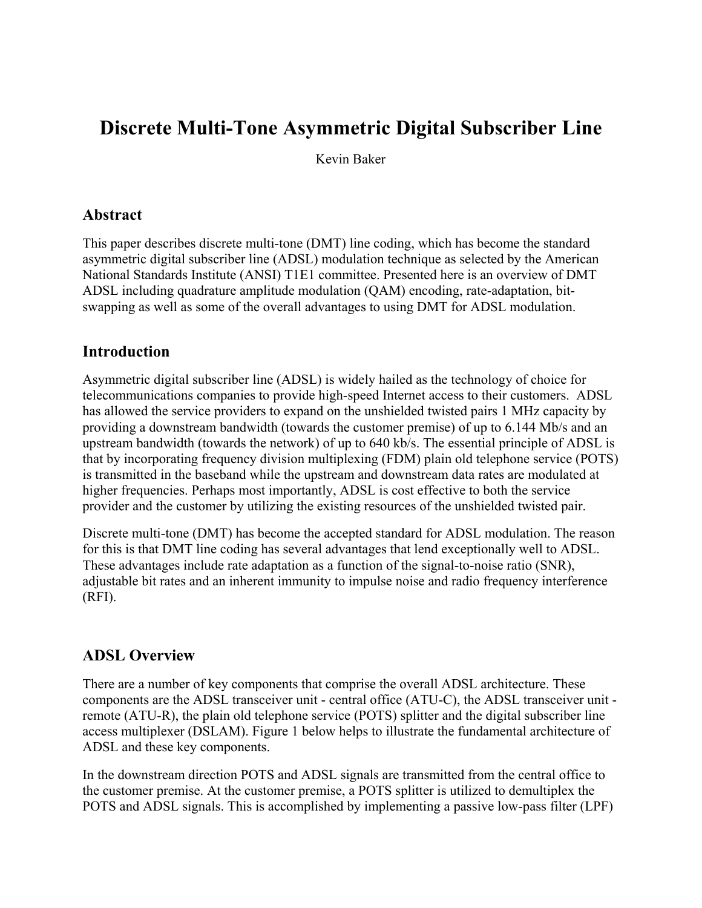// Page 1
# Discrete Multi-Tone Asymmetric Digital Subscriber Line

Kevin Baker

## Abstract

This paper describes discrete multi-tone (DMT) line coding, which has become the standard asymmetric digital subscriber line (ADSL) modulation technique as selected by the American National Standards Institute (ANSI) T1E1 committee. Presented here is an overview of DMT ADSL including quadrature amplitude modulation (QAM) encoding, rate-adaptation, bit-swapping as well as some of the overall advantages to using DMT for ADSL modulation.

## Introduction

Asymmetric digital subscriber line (ADSL) is widely hailed as the technology of choice for telecommunications companies to provide high-speed Internet access to their customers. ADSL has allowed the service providers to expand on the unshielded twisted pairs 1 MHz capacity by providing a downstream bandwidth (towards the customer premise) of up to 6.144 Mb/s and an upstream bandwidth (towards the network) of up to 640 kb/s. The essential principle of ADSL is that by incorporating frequency division multiplexing (FDM) plain old telephone service (POTS) is transmitted in the baseband while the upstream and downstream data rates are modulated at higher frequencies. Perhaps most importantly, ADSL is cost effective to both the service provider and the customer by utilizing the existing resources of the unshielded twisted pair.

Discrete multi-tone (DMT) has become the accepted standard for ADSL modulation. The reason for this is that DMT line coding has several advantages that lend exceptionally well to ADSL. These advantages include rate adaptation as a function of the signal-to-noise ratio (SNR), adjustable bit rates and an inherent immunity to impulse noise and radio frequency interference (RFI).

## ADSL Overview

There are a number of key components that comprise the overall ADSL architecture. These components are the ADSL transceiver unit - central office (ATU-C), the ADSL transceiver unit - remote (ATU-R), the plain old telephone service (POTS) splitter and the digital subscriber line access multiplexer (DSLAM). Figure 1 below helps to illustrate the fundamental architecture of ADSL and these key components.

In the downstream direction POTS and ADSL signals are transmitted from the central office to the customer premise. At the customer premise, a POTS splitter is utilized to demultiplex the POTS and ADSL signals. This is accomplished by implementing a passive low-pass filter (LPF)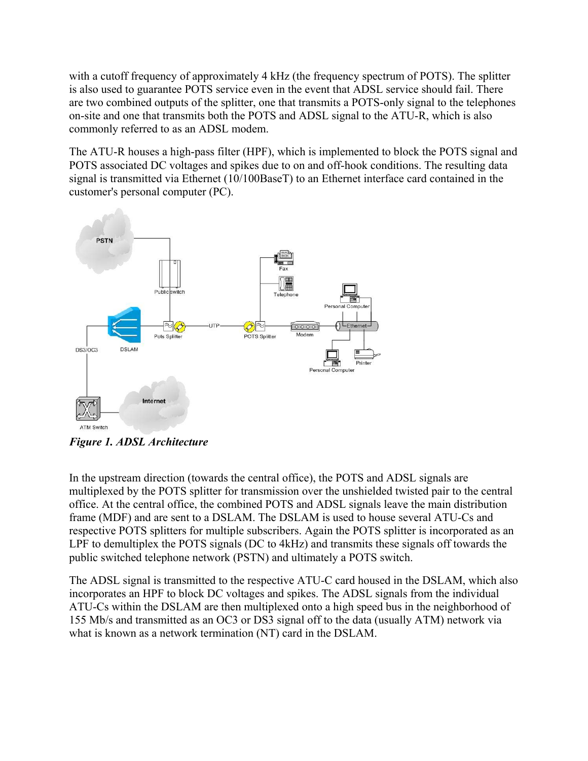with a cutoff frequency of approximately 4 kHz (the frequency spectrum of POTS). The splitter is also used to guarantee POTS service even in the event that ADSL service should fail. There are two combined outputs of the splitter, one that transmits a POTS-only signal to the telephones on-site and one that transmits both the POTS and ADSL signal to the ATU-R, which is also commonly referred to as an ADSL modem.

The ATU-R houses a high-pass filter (HPF), which is implemented to block the POTS signal and POTS associated DC voltages and spikes due to on and off-hook conditions. The resulting data signal is transmitted via Ethernet (10/100BaseT) to an Ethernet interface card contained in the customer's personal computer (PC).

***Figure 1. ADSL Architecture***

In the upstream direction (towards the central office), the POTS and ADSL signals are multiplexed by the POTS splitter for transmission over the unshielded twisted pair to the central office. At the central office, the combined POTS and ADSL signals leave the main distribution frame (MDF) and are sent to a DSLAM. The DSLAM is used to house several ATU-Cs and respective POTS splitters for multiple subscribers. Again the POTS splitter is incorporated as an LPF to demultiplex the POTS signals (DC to 4kHz) and transmits these signals off towards the public switched telephone network (PSTN) and ultimately a POTS switch.

The ADSL signal is transmitted to the respective ATU-C card housed in the DSLAM, which also incorporates an HPF to block DC voltages and spikes. The ADSL signals from the individual ATU-Cs within the DSLAM are then multiplexed onto a high speed bus in the neighborhood of 155 Mb/s and transmitted as an OC3 or DS3 signal off to the data (usually ATM) network via what is known as a network termination (NT) card in the DSLAM.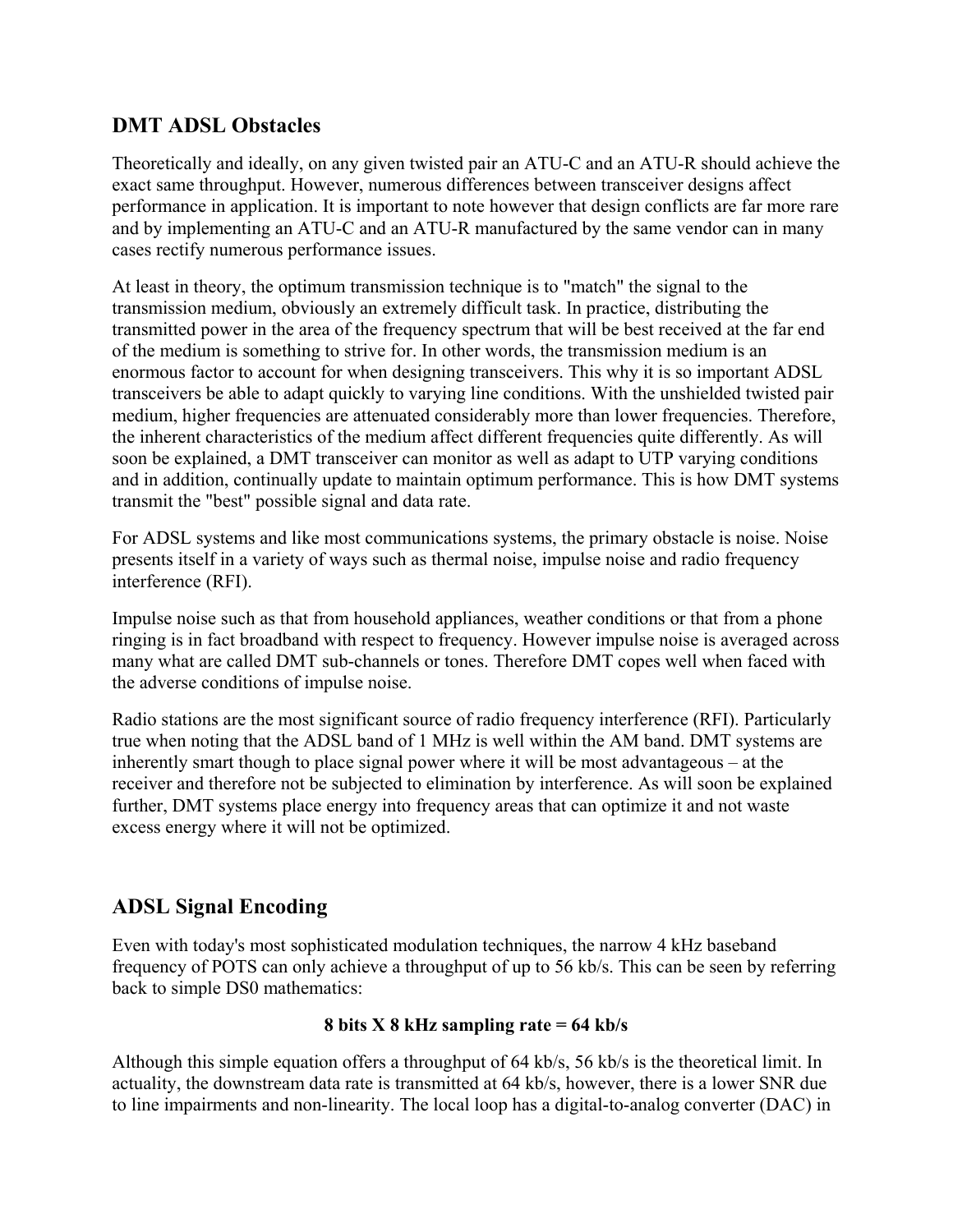## DMT ADSL Obstacles

Theoretically and ideally, on any given twisted pair an ATU-C and an ATU-R should achieve the exact same throughput. However, numerous differences between transceiver designs affect performance in application. It is important to note however that design conflicts are far more rare and by implementing an ATU-C and an ATU-R manufactured by the same vendor can in many cases rectify numerous performance issues.

At least in theory, the optimum transmission technique is to "match" the signal to the transmission medium, obviously an extremely difficult task. In practice, distributing the transmitted power in the area of the frequency spectrum that will be best received at the far end of the medium is something to strive for. In other words, the transmission medium is an enormous factor to account for when designing transceivers. This why it is so important ADSL transceivers be able to adapt quickly to varying line conditions. With the unshielded twisted pair medium, higher frequencies are attenuated considerably more than lower frequencies. Therefore, the inherent characteristics of the medium affect different frequencies quite differently. As will soon be explained, a DMT transceiver can monitor as well as adapt to UTP varying conditions and in addition, continually update to maintain optimum performance. This is how DMT systems transmit the "best" possible signal and data rate.

For ADSL systems and like most communications systems, the primary obstacle is noise. Noise presents itself in a variety of ways such as thermal noise, impulse noise and radio frequency interference (RFI).

Impulse noise such as that from household appliances, weather conditions or that from a phone ringing is in fact broadband with respect to frequency. However impulse noise is averaged across many what are called DMT sub-channels or tones. Therefore DMT copes well when faced with the adverse conditions of impulse noise.

Radio stations are the most significant source of radio frequency interference (RFI). Particularly true when noting that the ADSL band of 1 MHz is well within the AM band. DMT systems are inherently smart though to place signal power where it will be most advantageous – at the receiver and therefore not be subjected to elimination by interference. As will soon be explained further, DMT systems place energy into frequency areas that can optimize it and not waste excess energy where it will not be optimized.

## ADSL Signal Encoding

Even with today's most sophisticated modulation techniques, the narrow 4 kHz baseband frequency of POTS can only achieve a throughput of up to 56 kb/s. This can be seen by referring back to simple DS0 mathematics:

**8 bits X 8 kHz sampling rate = 64 kb/s**

Although this simple equation offers a throughput of 64 kb/s, 56 kb/s is the theoretical limit. In actuality, the downstream data rate is transmitted at 64 kb/s, however, there is a lower SNR due to line impairments and non-linearity. The local loop has a digital-to-analog converter (DAC) in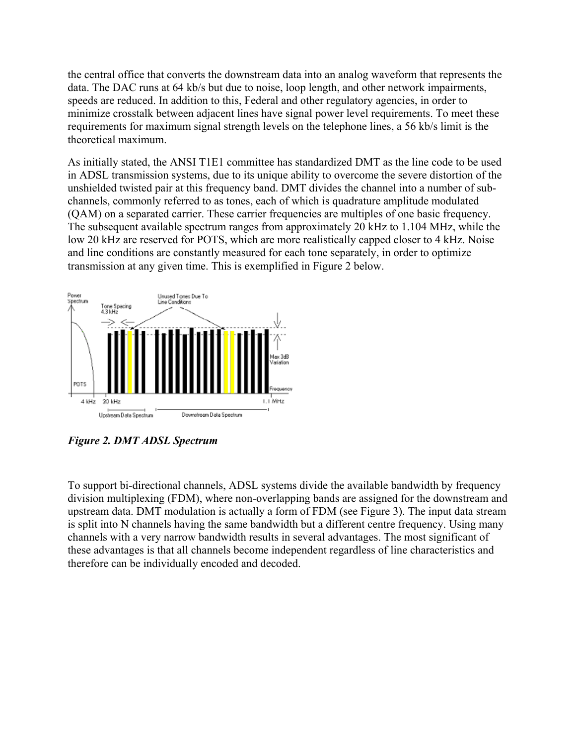the central office that converts the downstream data into an analog waveform that represents the data. The DAC runs at 64 kb/s but due to noise, loop length, and other network impairments, speeds are reduced. In addition to this, Federal and other regulatory agencies, in order to minimize crosstalk between adjacent lines have signal power level requirements. To meet these requirements for maximum signal strength levels on the telephone lines, a 56 kb/s limit is the theoretical maximum.

As initially stated, the ANSI T1E1 committee has standardized DMT as the line code to be used in ADSL transmission systems, due to its unique ability to overcome the severe distortion of the unshielded twisted pair at this frequency band. DMT divides the channel into a number of sub-channels, commonly referred to as tones, each of which is quadrature amplitude modulated (QAM) on a separated carrier. These carrier frequencies are multiples of one basic frequency. The subsequent available spectrum ranges from approximately 20 kHz to 1.104 MHz, while the low 20 kHz are reserved for POTS, which are more realistically capped closer to 4 kHz. Noise and line conditions are constantly measured for each tone separately, in order to optimize transmission at any given time. This is exemplified in Figure 2 below.

***Figure 2. DMT ADSL Spectrum***

To support bi-directional channels, ADSL systems divide the available bandwidth by frequency division multiplexing (FDM), where non-overlapping bands are assigned for the downstream and upstream data. DMT modulation is actually a form of FDM (see Figure 3). The input data stream is split into N channels having the same bandwidth but a different centre frequency. Using many channels with a very narrow bandwidth results in several advantages. The most significant of these advantages is that all channels become independent regardless of line characteristics and therefore can be individually encoded and decoded.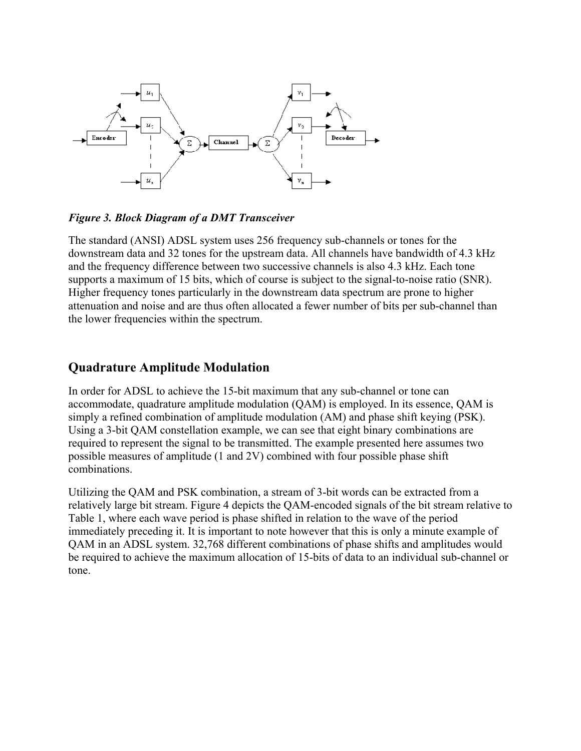*Figure 3. Block Diagram of a DMT Transceiver*

The standard (ANSI) ADSL system uses 256 frequency sub-channels or tones for the downstream data and 32 tones for the upstream data. All channels have bandwidth of 4.3 kHz and the frequency difference between two successive channels is also 4.3 kHz. Each tone supports a maximum of 15 bits, which of course is subject to the signal-to-noise ratio (SNR). Higher frequency tones particularly in the downstream data spectrum are prone to higher attenuation and noise and are thus often allocated a fewer number of bits per sub-channel than the lower frequencies within the spectrum.

## Quadrature Amplitude Modulation

In order for ADSL to achieve the 15-bit maximum that any sub-channel or tone can accommodate, quadrature amplitude modulation (QAM) is employed. In its essence, QAM is simply a refined combination of amplitude modulation (AM) and phase shift keying (PSK). Using a 3-bit QAM constellation example, we can see that eight binary combinations are required to represent the signal to be transmitted. The example presented here assumes two possible measures of amplitude (1 and 2V) combined with four possible phase shift combinations.

Utilizing the QAM and PSK combination, a stream of 3-bit words can be extracted from a relatively large bit stream. Figure 4 depicts the QAM-encoded signals of the bit stream relative to Table 1, where each wave period is phase shifted in relation to the wave of the period immediately preceding it. It is important to note however that this is only a minute example of QAM in an ADSL system. 32,768 different combinations of phase shifts and amplitudes would be required to achieve the maximum allocation of 15-bits of data to an individual sub-channel or tone.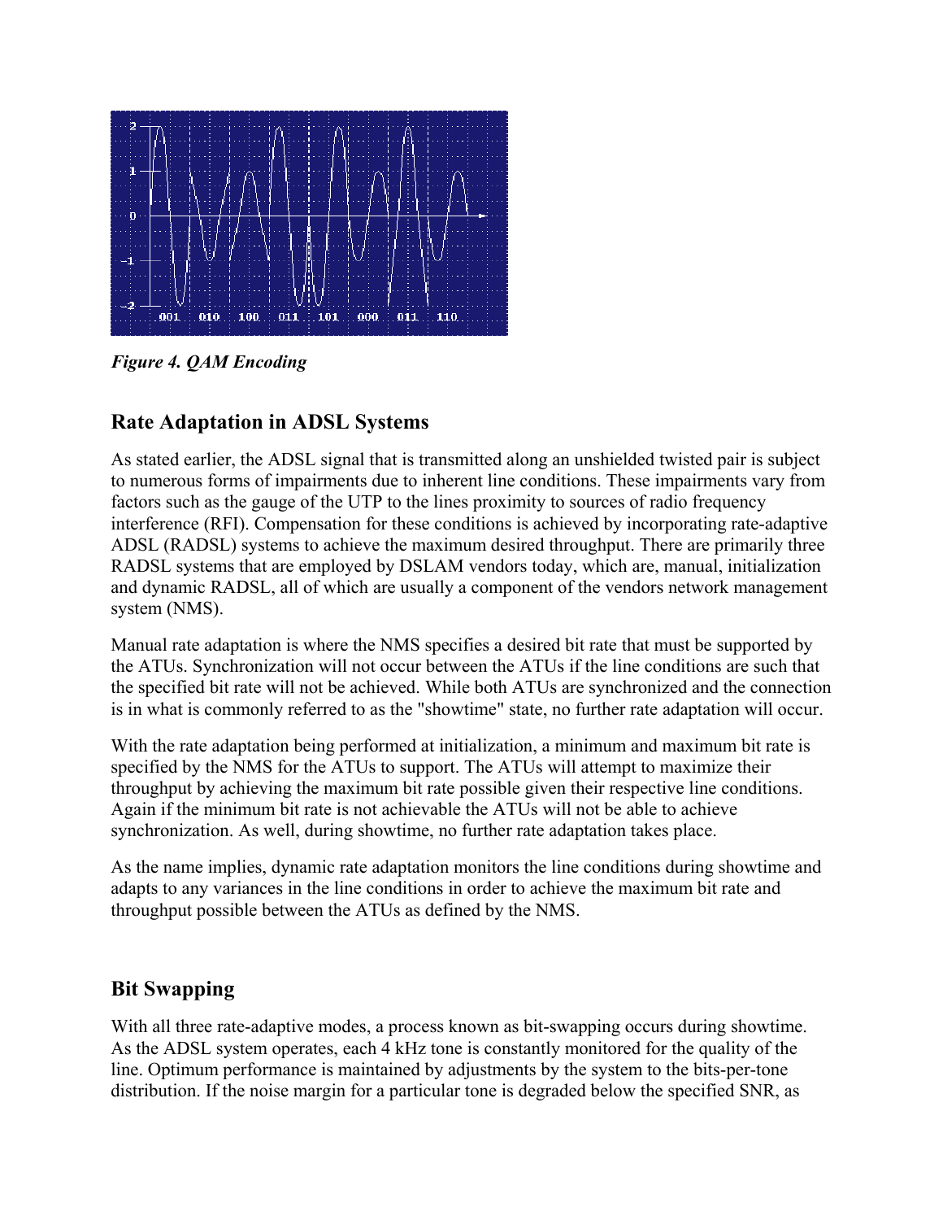*Figure 4. QAM Encoding*

## Rate Adaptation in ADSL Systems

As stated earlier, the ADSL signal that is transmitted along an unshielded twisted pair is subject to numerous forms of impairments due to inherent line conditions. These impairments vary from factors such as the gauge of the UTP to the lines proximity to sources of radio frequency interference (RFI). Compensation for these conditions is achieved by incorporating rate-adaptive ADSL (RADSL) systems to achieve the maximum desired throughput. There are primarily three RADSL systems that are employed by DSLAM vendors today, which are, manual, initialization and dynamic RADSL, all of which are usually a component of the vendors network management system (NMS).

Manual rate adaptation is where the NMS specifies a desired bit rate that must be supported by the ATUs. Synchronization will not occur between the ATUs if the line conditions are such that the specified bit rate will not be achieved. While both ATUs are synchronized and the connection is in what is commonly referred to as the "showtime" state, no further rate adaptation will occur.

With the rate adaptation being performed at initialization, a minimum and maximum bit rate is specified by the NMS for the ATUs to support. The ATUs will attempt to maximize their throughput by achieving the maximum bit rate possible given their respective line conditions. Again if the minimum bit rate is not achievable the ATUs will not be able to achieve synchronization. As well, during showtime, no further rate adaptation takes place.

As the name implies, dynamic rate adaptation monitors the line conditions during showtime and adapts to any variances in the line conditions in order to achieve the maximum bit rate and throughput possible between the ATUs as defined by the NMS.

## Bit Swapping

With all three rate-adaptive modes, a process known as bit-swapping occurs during showtime. As the ADSL system operates, each 4 kHz tone is constantly monitored for the quality of the line. Optimum performance is maintained by adjustments by the system to the bits-per-tone distribution. If the noise margin for a particular tone is degraded below the specified SNR, as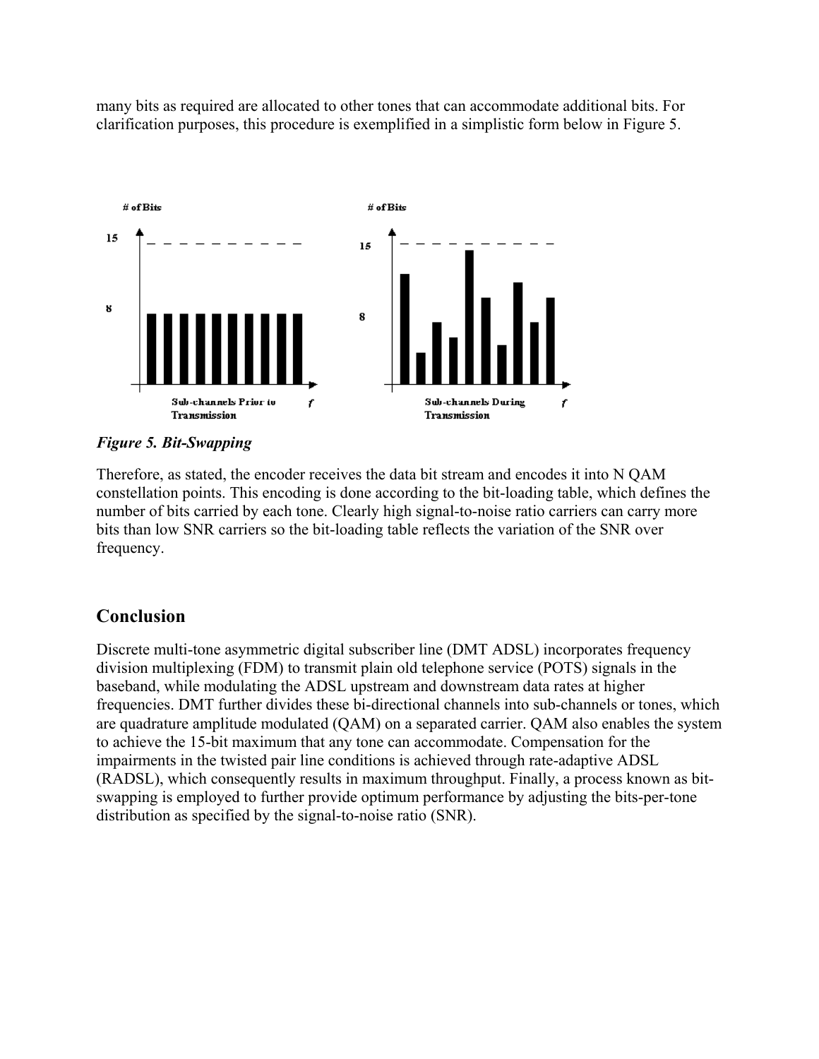many bits as required are allocated to other tones that can accommodate additional bits. For clarification purposes, this procedure is exemplified in a simplistic form below in Figure 5.

# of Bits
15
8
Sub-channels Prior to Transmission
f

# of Bits
15
8
Sub-channels During Transmission
f

***Figure 5. Bit-Swapping***

Therefore, as stated, the encoder receives the data bit stream and encodes it into N QAM constellation points. This encoding is done according to the bit-loading table, which defines the number of bits carried by each tone. Clearly high signal-to-noise ratio carriers can carry more bits than low SNR carriers so the bit-loading table reflects the variation of the SNR over frequency.

## Conclusion

Discrete multi-tone asymmetric digital subscriber line (DMT ADSL) incorporates frequency division multiplexing (FDM) to transmit plain old telephone service (POTS) signals in the baseband, while modulating the ADSL upstream and downstream data rates at higher frequencies. DMT further divides these bi-directional channels into sub-channels or tones, which are quadrature amplitude modulated (QAM) on a separated carrier. QAM also enables the system to achieve the 15-bit maximum that any tone can accommodate. Compensation for the impairments in the twisted pair line conditions is achieved through rate-adaptive ADSL (RADSL), which consequently results in maximum throughput. Finally, a process known as bit-swapping is employed to further provide optimum performance by adjusting the bits-per-tone distribution as specified by the signal-to-noise ratio (SNR).